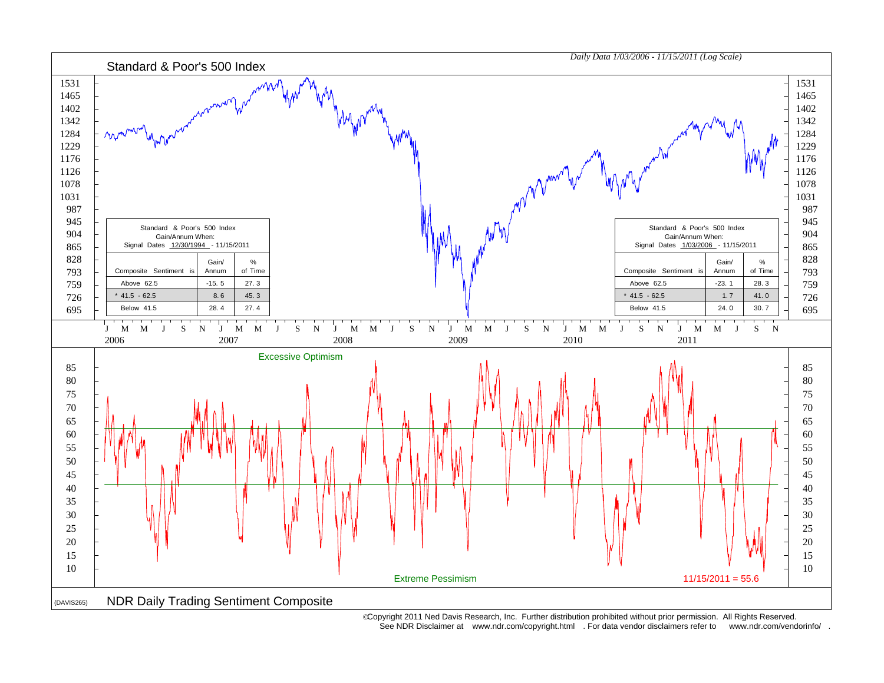## Standard & Poor's 500 Index

*Daily Data 1/03/2006 - 11/15/2011 (Log Scale)*

| Standard & Poor's 500 Index Gain/Annum When: Signal Dates 12/30/1994 - 11/15/2011 | | |
|---|---|---|
| Composite Sentiment is | Gain/ Annum | % of Time |
| Above 62.5 | -15.5 | 27.3 |
| * 41.5 - 62.5 | 8.6 | 45.3 |
| Below 41.5 | 28.4 | 27.4 |

| Standard & Poor's 500 Index Gain/Annum When: Signal Dates 1/03/2006 - 11/15/2011 | | |
|---|---|---|
| Composite Sentiment is | Gain/ Annum | % of Time |
| Above 62.5 | -23.1 | 28.3 |
| * 41.5 - 62.5 | 1.7 | 41.0 |
| Below 41.5 | 24.0 | 30.7 |

Excessive Optimism

Extreme Pessimism

11/15/2011 = 55.6

(DAVIS265)

## NDR Daily Trading Sentiment Composite

©Copyright 2011 Ned Davis Research, Inc. Further distribution prohibited without prior permission. All Rights Reserved.
See NDR Disclaimer at www.ndr.com/copyright.html . For data vendor disclaimers refer to www.ndr.com/vendorinfo/ .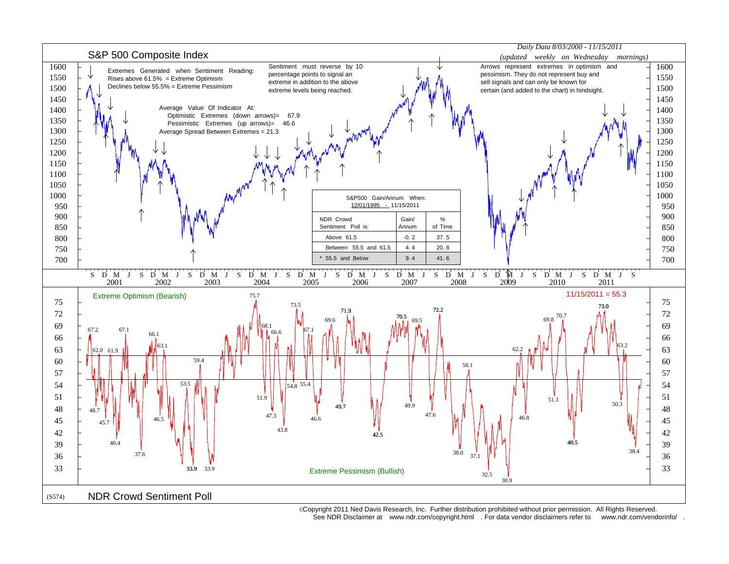Daily Data 8/03/2000 - 11/15/2011
(updated weekly on Wednesday mornings)

S&P 500 Composite Index

Extremes Generated when Sentiment Reading:
Rises above 61.5% = Extreme Optimism
Declines below 55.5% = Extreme Pessimism

Average Value Of Indicator At:
Optimistic Extremes (down arrows)= 67.9
Pessimistic Extremes (up arrows)= 46.6
Average Spread Between Extremes = 21.3

Sentiment must reverse by 10 percentage points to signal an extreme in addition to the above extreme levels being reached.

Arrows represent extremes in optimism and pessimism. They do not represent buy and sell signals and can only be known for certain (and added to the chart) in hindsight.

S&P500 Gain/Annum When: 12/01/1995 - 11/15/2011

| NDR Crowd Sentiment Poll is: | Gain/ Annum | % of Time |
|---|---|---|
| Above 61.5 | -0.2 | 37.5 |
| Between 55.5 and 61.5 | 4.4 | 20.8 |
| * 55.5 and Below | 9.4 | 41.6 |

1600, 1550, 1500, 1450, 1400, 1350, 1300, 1250, 1200, 1150, 1100, 1050, 1000, 950, 900, 850, 800, 750, 700

2001, 2002, 2003, 2004, 2005, 2006, 2007, 2008, 2009, 2010, 2011

Extreme Optimism (Bearish)

11/15/2011 = 55.3

Extreme Pessimism (Bullish)

67.2, 62.0, 61.9, 48.7, 45.7, 40.4, 67.1, 37.6, 66.1, 63.1, 46.5, 53.5, 33.9, 59.4, 33.9, 75.7, 51.9, 68.1, 66.6, 47.3, 43.8, 73.5, 54.8, 55.4, 67.1, 46.6, 69.6, 71.9, 49.7, 42.5, 70.5, 69.5, 49.9, 72.2, 47.6, 38.0, 37.1, 58.1, 32.5, 30.9, 62.2, 46.8, 51.3, 69.8, 70.7, 40.5, 73.0, 63.2, 50.3, 38.4

75, 72, 69, 66, 63, 60, 57, 54, 51, 48, 45, 42, 39, 36, 33

(S574) NDR Crowd Sentiment Poll

©Copyright 2011 Ned Davis Research, Inc. Further distribution prohibited without prior permission. All Rights Reserved.
See NDR Disclaimer at www.ndr.com/copyright.html . For data vendor disclaimers refer to www.ndr.com/vendorinfo/ .